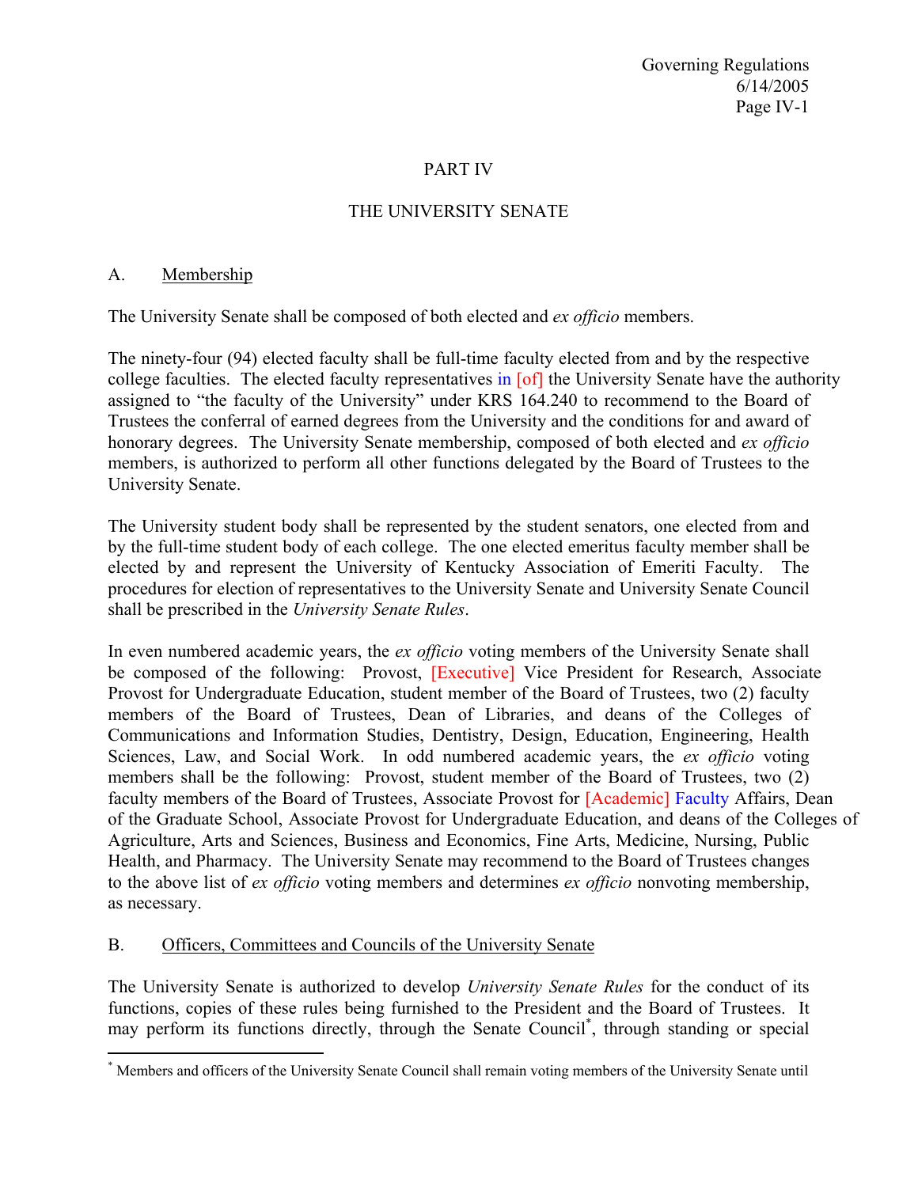# PART IV

## THE UNIVERSITY SENATE

### A. Membership

The University Senate shall be composed of both elected and *ex officio* members.

The ninety-four (94) elected faculty shall be full-time faculty elected from and by the respective college faculties. The elected faculty representatives in [of] the University Senate have the authority assigned to "the faculty of the University" under KRS 164.240 to recommend to the Board of Trustees the conferral of earned degrees from the University and the conditions for and award of honorary degrees. The University Senate membership, composed of both elected and *ex officio* members, is authorized to perform all other functions delegated by the Board of Trustees to the University Senate.

The University student body shall be represented by the student senators, one elected from and by the full-time student body of each college. The one elected emeritus faculty member shall be elected by and represent the University of Kentucky Association of Emeriti Faculty. The procedures for election of representatives to the University Senate and University Senate Council shall be prescribed in the *University Senate Rules*.

In even numbered academic years, the *ex officio* voting members of the University Senate shall be composed of the following: Provost, [Executive] Vice President for Research, Associate Provost for Undergraduate Education, student member of the Board of Trustees, two (2) faculty members of the Board of Trustees, Dean of Libraries, and deans of the Colleges of Communications and Information Studies, Dentistry, Design, Education, Engineering, Health Sciences, Law, and Social Work. In odd numbered academic years, the *ex officio* voting members shall be the following: Provost, student member of the Board of Trustees, two (2) faculty members of the Board of Trustees, Associate Provost for [Academic] Faculty Affairs, Dean of the Graduate School, Associate Provost for Undergraduate Education, and deans of the Colleges of Agriculture, Arts and Sciences, Business and Economics, Fine Arts, Medicine, Nursing, Public Health, and Pharmacy. The University Senate may recommend to the Board of Trustees changes to the above list of *ex officio* voting members and determines *ex officio* nonvoting membership, as necessary.

### B. Officers, Committees and Councils of the University Senate

The University Senate is authorized to develop *University Senate Rules* for the conduct of its functions, copies of these rules being furnished to the President and the Board of Trustees. It may perform its functions directly, through the Senate Council[*], through standing or special

[*] Members and officers of the University Senate Council shall remain voting members of the University Senate until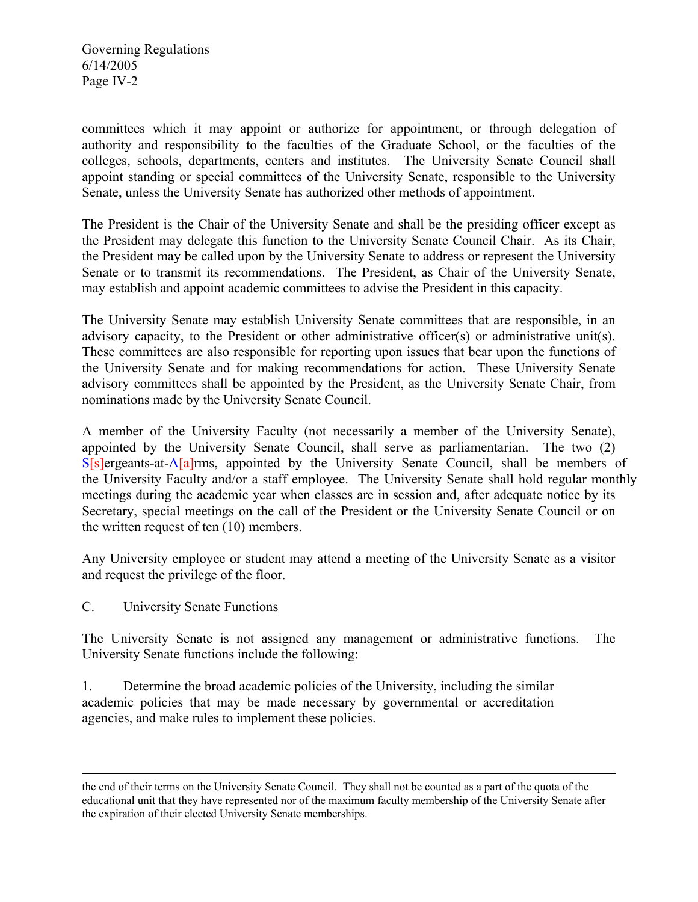committees which it may appoint or authorize for appointment, or through delegation of authority and responsibility to the faculties of the Graduate School, or the faculties of the colleges, schools, departments, centers and institutes. The University Senate Council shall appoint standing or special committees of the University Senate, responsible to the University Senate, unless the University Senate has authorized other methods of appointment.

The President is the Chair of the University Senate and shall be the presiding officer except as the President may delegate this function to the University Senate Council Chair. As its Chair, the President may be called upon by the University Senate to address or represent the University Senate or to transmit its recommendations. The President, as Chair of the University Senate, may establish and appoint academic committees to advise the President in this capacity.

The University Senate may establish University Senate committees that are responsible, in an advisory capacity, to the President or other administrative officer(s) or administrative unit(s). These committees are also responsible for reporting upon issues that bear upon the functions of the University Senate and for making recommendations for action. These University Senate advisory committees shall be appointed by the President, as the University Senate Chair, from nominations made by the University Senate Council.

A member of the University Faculty (not necessarily a member of the University Senate), appointed by the University Senate Council, shall serve as parliamentarian. The two (2) S[s]ergeants-at-A[a]rms, appointed by the University Senate Council, shall be members of the University Faculty and/or a staff employee. The University Senate shall hold regular monthly meetings during the academic year when classes are in session and, after adequate notice by its Secretary, special meetings on the call of the President or the University Senate Council or on the written request of ten (10) members.

Any University employee or student may attend a meeting of the University Senate as a visitor and request the privilege of the floor.

C. University Senate Functions

The University Senate is not assigned any management or administrative functions. The University Senate functions include the following:

1. Determine the broad academic policies of the University, including the similar academic policies that may be made necessary by governmental or accreditation agencies, and make rules to implement these policies.

---

the end of their terms on the University Senate Council. They shall not be counted as a part of the quota of the educational unit that they have represented nor of the maximum faculty membership of the University Senate after the expiration of their elected University Senate memberships.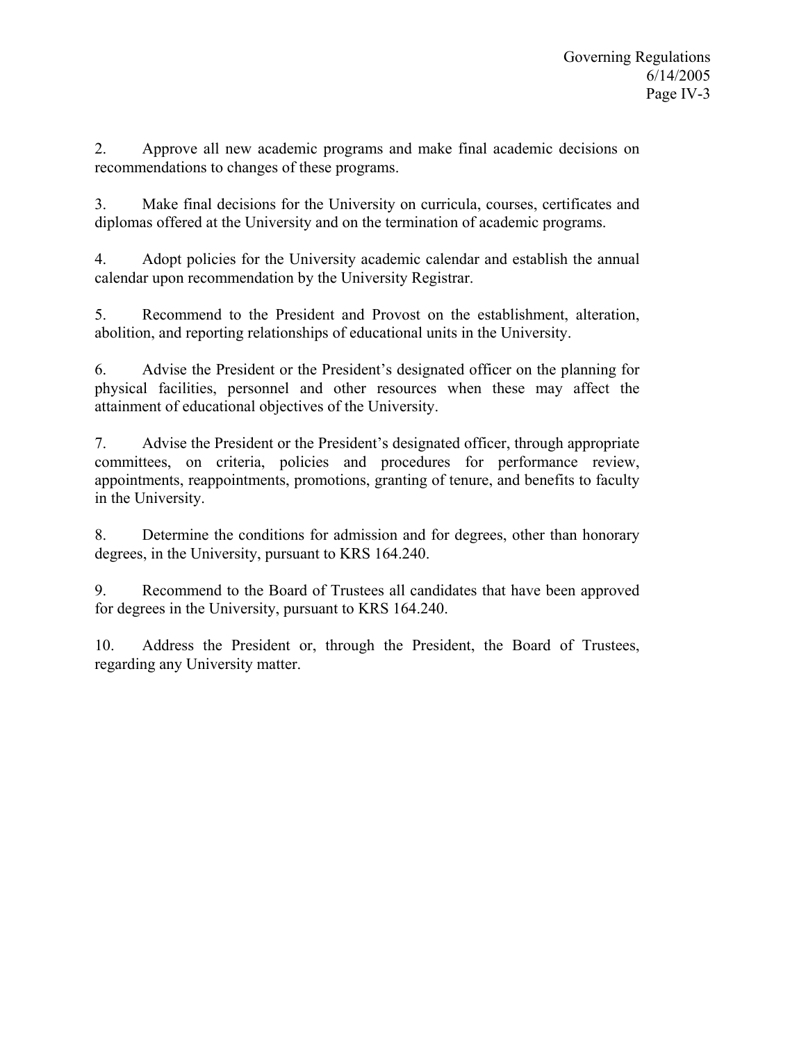2. Approve all new academic programs and make final academic decisions on recommendations to changes of these programs.

3. Make final decisions for the University on curricula, courses, certificates and diplomas offered at the University and on the termination of academic programs.

4. Adopt policies for the University academic calendar and establish the annual calendar upon recommendation by the University Registrar.

5. Recommend to the President and Provost on the establishment, alteration, abolition, and reporting relationships of educational units in the University.

6. Advise the President or the President's designated officer on the planning for physical facilities, personnel and other resources when these may affect the attainment of educational objectives of the University.

7. Advise the President or the President's designated officer, through appropriate committees, on criteria, policies and procedures for performance review, appointments, reappointments, promotions, granting of tenure, and benefits to faculty in the University.

8. Determine the conditions for admission and for degrees, other than honorary degrees, in the University, pursuant to KRS 164.240.

9. Recommend to the Board of Trustees all candidates that have been approved for degrees in the University, pursuant to KRS 164.240.

10. Address the President or, through the President, the Board of Trustees, regarding any University matter.